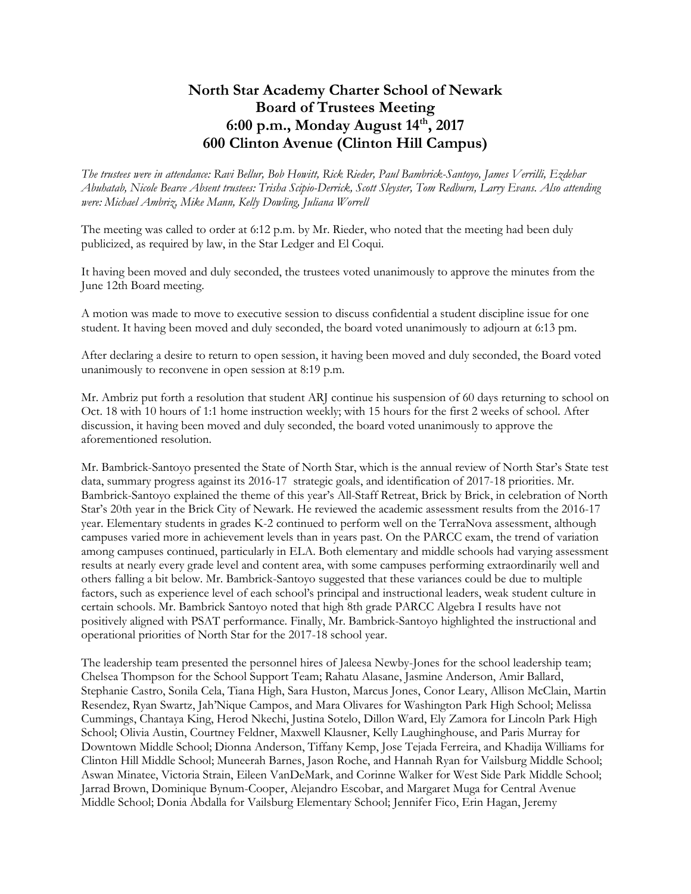# North Star Academy Charter School of Newark
# Board of Trustees Meeting
# 6:00 p.m., Monday August 14th, 2017
# 600 Clinton Avenue (Clinton Hill Campus)

*The trustees were in attendance: Ravi Bellur, Bob Howitt, Rick Rieder, Paul Bambrick-Santoyo, James Verrilli, Ezdehar Abuhatab, Nicole Bearce Absent trustees: Trisha Scipio-Derrick, Scott Sleyster, Tom Redburn, Larry Evans. Also attending were: Michael Ambriz, Mike Mann, Kelly Dowling, Juliana Worrell*

The meeting was called to order at 6:12 p.m. by Mr. Rieder, who noted that the meeting had been duly publicized, as required by law, in the Star Ledger and El Coqui.

It having been moved and duly seconded, the trustees voted unanimously to approve the minutes from the June 12th Board meeting.

A motion was made to move to executive session to discuss confidential a student discipline issue for one student. It having been moved and duly seconded, the board voted unanimously to adjourn at 6:13 pm.

After declaring a desire to return to open session, it having been moved and duly seconded, the Board voted unanimously to reconvene in open session at 8:19 p.m.

Mr. Ambriz put forth a resolution that student ARJ continue his suspension of 60 days returning to school on Oct. 18 with 10 hours of 1:1 home instruction weekly; with 15 hours for the first 2 weeks of school. After discussion, it having been moved and duly seconded, the board voted unanimously to approve the aforementioned resolution.

Mr. Bambrick-Santoyo presented the State of North Star, which is the annual review of North Star's State test data, summary progress against its 2016-17 strategic goals, and identification of 2017-18 priorities. Mr. Bambrick-Santoyo explained the theme of this year's All-Staff Retreat, Brick by Brick, in celebration of North Star's 20th year in the Brick City of Newark. He reviewed the academic assessment results from the 2016-17 year. Elementary students in grades K-2 continued to perform well on the TerraNova assessment, although campuses varied more in achievement levels than in years past. On the PARCC exam, the trend of variation among campuses continued, particularly in ELA. Both elementary and middle schools had varying assessment results at nearly every grade level and content area, with some campuses performing extraordinarily well and others falling a bit below. Mr. Bambrick-Santoyo suggested that these variances could be due to multiple factors, such as experience level of each school's principal and instructional leaders, weak student culture in certain schools. Mr. Bambrick Santoyo noted that high 8th grade PARCC Algebra I results have not positively aligned with PSAT performance. Finally, Mr. Bambrick-Santoyo highlighted the instructional and operational priorities of North Star for the 2017-18 school year.

The leadership team presented the personnel hires of Jaleesa Newby-Jones for the school leadership team; Chelsea Thompson for the School Support Team; Rahatu Alasane, Jasmine Anderson, Amir Ballard, Stephanie Castro, Sonila Cela, Tiana High, Sara Huston, Marcus Jones, Conor Leary, Allison McClain, Martin Resendez, Ryan Swartz, Jah'Nique Campos, and Mara Olivares for Washington Park High School; Melissa Cummings, Chantaya King, Herod Nkechi, Justina Sotelo, Dillon Ward, Ely Zamora for Lincoln Park High School; Olivia Austin, Courtney Feldner, Maxwell Klausner, Kelly Laughinghouse, and Paris Murray for Downtown Middle School; Dionna Anderson, Tiffany Kemp, Jose Tejada Ferreira, and Khadija Williams for Clinton Hill Middle School; Muneerah Barnes, Jason Roche, and Hannah Ryan for Vailsburg Middle School; Aswan Minatee, Victoria Strain, Eileen VanDeMark, and Corinne Walker for West Side Park Middle School; Jarrad Brown, Dominique Bynum-Cooper, Alejandro Escobar, and Margaret Muga for Central Avenue Middle School; Donia Abdalla for Vailsburg Elementary School; Jennifer Fico, Erin Hagan, Jeremy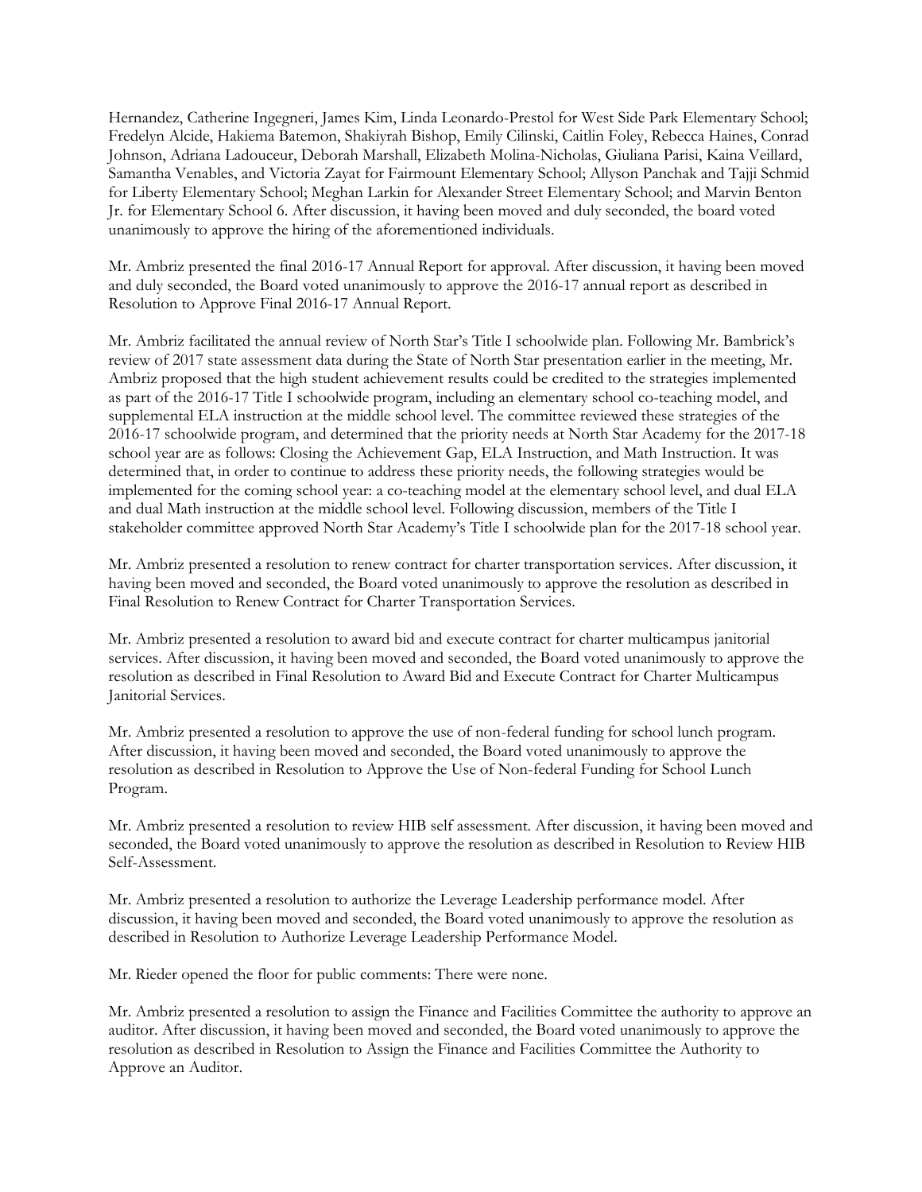Hernandez, Catherine Ingegneri, James Kim, Linda Leonardo-Prestol for West Side Park Elementary School; Fredelyn Alcide, Hakiema Batemon, Shakiyrah Bishop, Emily Cilinski, Caitlin Foley, Rebecca Haines, Conrad Johnson, Adriana Ladouceur, Deborah Marshall, Elizabeth Molina-Nicholas, Giuliana Parisi, Kaina Veillard, Samantha Venables, and Victoria Zayat for Fairmount Elementary School; Allyson Panchak and Tajji Schmid for Liberty Elementary School; Meghan Larkin for Alexander Street Elementary School; and Marvin Benton Jr. for Elementary School 6. After discussion, it having been moved and duly seconded, the board voted unanimously to approve the hiring of the aforementioned individuals.

Mr. Ambriz presented the final 2016-17 Annual Report for approval. After discussion, it having been moved and duly seconded, the Board voted unanimously to approve the 2016-17 annual report as described in Resolution to Approve Final 2016-17 Annual Report.

Mr. Ambriz facilitated the annual review of North Star's Title I schoolwide plan. Following Mr. Bambrick's review of 2017 state assessment data during the State of North Star presentation earlier in the meeting, Mr. Ambriz proposed that the high student achievement results could be credited to the strategies implemented as part of the 2016-17 Title I schoolwide program, including an elementary school co-teaching model, and supplemental ELA instruction at the middle school level. The committee reviewed these strategies of the 2016-17 schoolwide program, and determined that the priority needs at North Star Academy for the 2017-18 school year are as follows: Closing the Achievement Gap, ELA Instruction, and Math Instruction. It was determined that, in order to continue to address these priority needs, the following strategies would be implemented for the coming school year: a co-teaching model at the elementary school level, and dual ELA and dual Math instruction at the middle school level. Following discussion, members of the Title I stakeholder committee approved North Star Academy's Title I schoolwide plan for the 2017-18 school year.

Mr. Ambriz presented a resolution to renew contract for charter transportation services. After discussion, it having been moved and seconded, the Board voted unanimously to approve the resolution as described in Final Resolution to Renew Contract for Charter Transportation Services.

Mr. Ambriz presented a resolution to award bid and execute contract for charter multicampus janitorial services. After discussion, it having been moved and seconded, the Board voted unanimously to approve the resolution as described in Final Resolution to Award Bid and Execute Contract for Charter Multicampus Janitorial Services.

Mr. Ambriz presented a resolution to approve the use of non-federal funding for school lunch program. After discussion, it having been moved and seconded, the Board voted unanimously to approve the resolution as described in Resolution to Approve the Use of Non-federal Funding for School Lunch Program.

Mr. Ambriz presented a resolution to review HIB self assessment. After discussion, it having been moved and seconded, the Board voted unanimously to approve the resolution as described in Resolution to Review HIB Self-Assessment.

Mr. Ambriz presented a resolution to authorize the Leverage Leadership performance model. After discussion, it having been moved and seconded, the Board voted unanimously to approve the resolution as described in Resolution to Authorize Leverage Leadership Performance Model.

Mr. Rieder opened the floor for public comments: There were none.

Mr. Ambriz presented a resolution to assign the Finance and Facilities Committee the authority to approve an auditor. After discussion, it having been moved and seconded, the Board voted unanimously to approve the resolution as described in Resolution to Assign the Finance and Facilities Committee the Authority to Approve an Auditor.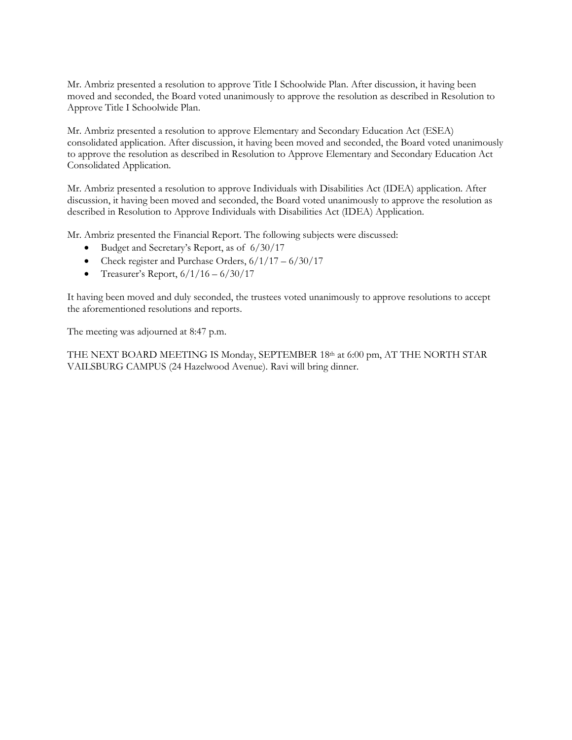Mr. Ambriz presented a resolution to approve Title I Schoolwide Plan. After discussion, it having been moved and seconded, the Board voted unanimously to approve the resolution as described in Resolution to Approve Title I Schoolwide Plan.

Mr. Ambriz presented a resolution to approve Elementary and Secondary Education Act (ESEA) consolidated application. After discussion, it having been moved and seconded, the Board voted unanimously to approve the resolution as described in Resolution to Approve Elementary and Secondary Education Act Consolidated Application.

Mr. Ambriz presented a resolution to approve Individuals with Disabilities Act (IDEA) application. After discussion, it having been moved and seconded, the Board voted unanimously to approve the resolution as described in Resolution to Approve Individuals with Disabilities Act (IDEA) Application.

Mr. Ambriz presented the Financial Report. The following subjects were discussed:

- Budget and Secretary's Report, as of 6/30/17
- Check register and Purchase Orders, 6/1/17 – 6/30/17
- Treasurer's Report, 6/1/16 – 6/30/17

It having been moved and duly seconded, the trustees voted unanimously to approve resolutions to accept the aforementioned resolutions and reports.

The meeting was adjourned at 8:47 p.m.

THE NEXT BOARD MEETING IS Monday, SEPTEMBER 18th at 6:00 pm, AT THE NORTH STAR VAILSBURG CAMPUS (24 Hazelwood Avenue). Ravi will bring dinner.